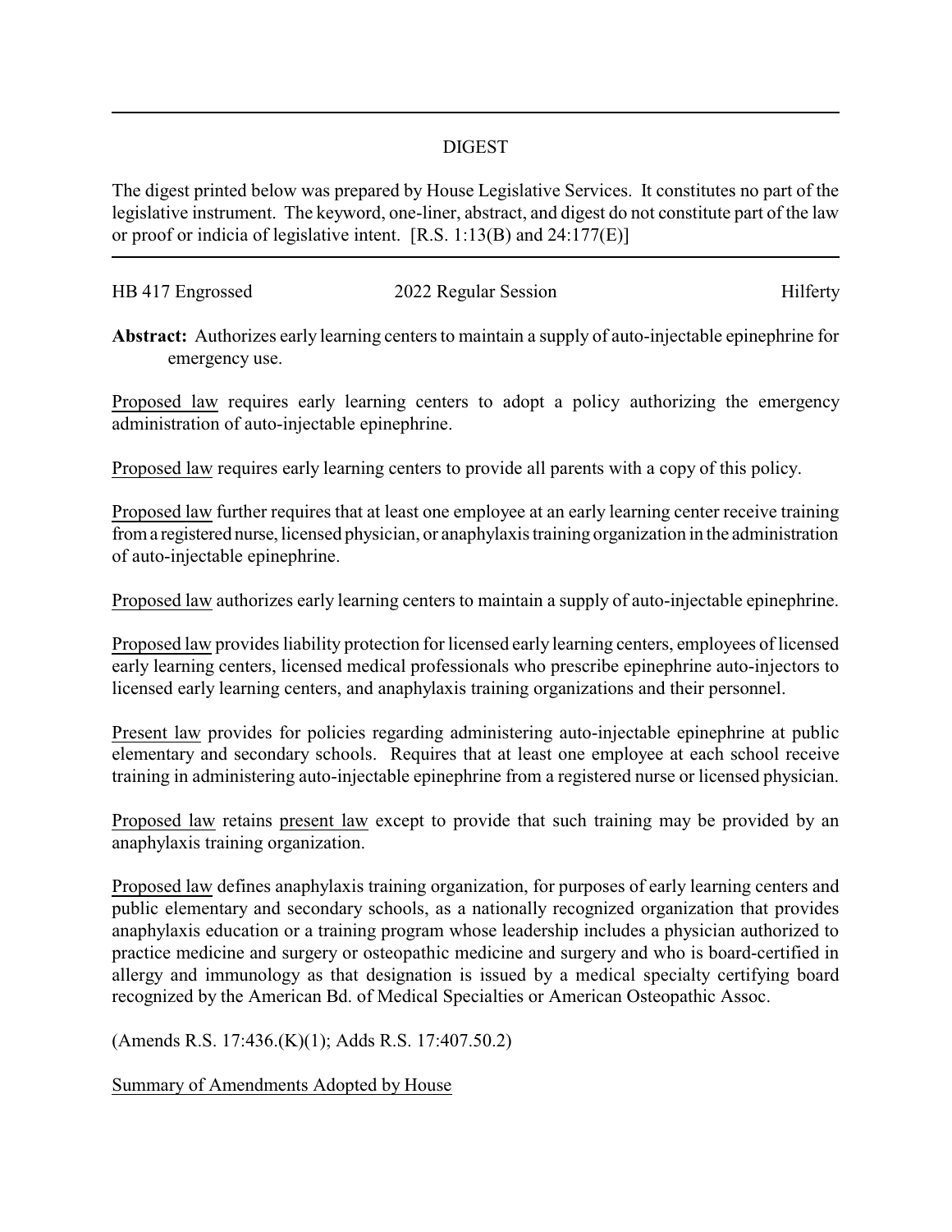## DIGEST

The digest printed below was prepared by House Legislative Services. It constitutes no part of the legislative instrument. The keyword, one-liner, abstract, and digest do not constitute part of the law or proof or indicia of legislative intent. [R.S. 1:13(B) and 24:177(E)]

HB 417 Engrossed | 2022 Regular Session | Hilferty

**Abstract:** Authorizes early learning centers to maintain a supply of auto-injectable epinephrine for emergency use.

Proposed law requires early learning centers to adopt a policy authorizing the emergency administration of auto-injectable epinephrine.

Proposed law requires early learning centers to provide all parents with a copy of this policy.

Proposed law further requires that at least one employee at an early learning center receive training from a registered nurse, licensed physician, or anaphylaxis training organization in the administration of auto-injectable epinephrine.

Proposed law authorizes early learning centers to maintain a supply of auto-injectable epinephrine.

Proposed law provides liability protection for licensed early learning centers, employees of licensed early learning centers, licensed medical professionals who prescribe epinephrine auto-injectors to licensed early learning centers, and anaphylaxis training organizations and their personnel.

Present law provides for policies regarding administering auto-injectable epinephrine at public elementary and secondary schools. Requires that at least one employee at each school receive training in administering auto-injectable epinephrine from a registered nurse or licensed physician.

Proposed law retains present law except to provide that such training may be provided by an anaphylaxis training organization.

Proposed law defines anaphylaxis training organization, for purposes of early learning centers and public elementary and secondary schools, as a nationally recognized organization that provides anaphylaxis education or a training program whose leadership includes a physician authorized to practice medicine and surgery or osteopathic medicine and surgery and who is board-certified in allergy and immunology as that designation is issued by a medical specialty certifying board recognized by the American Bd. of Medical Specialties or American Osteopathic Assoc.

(Amends R.S. 17:436.(K)(1); Adds R.S. 17:407.50.2)

Summary of Amendments Adopted by House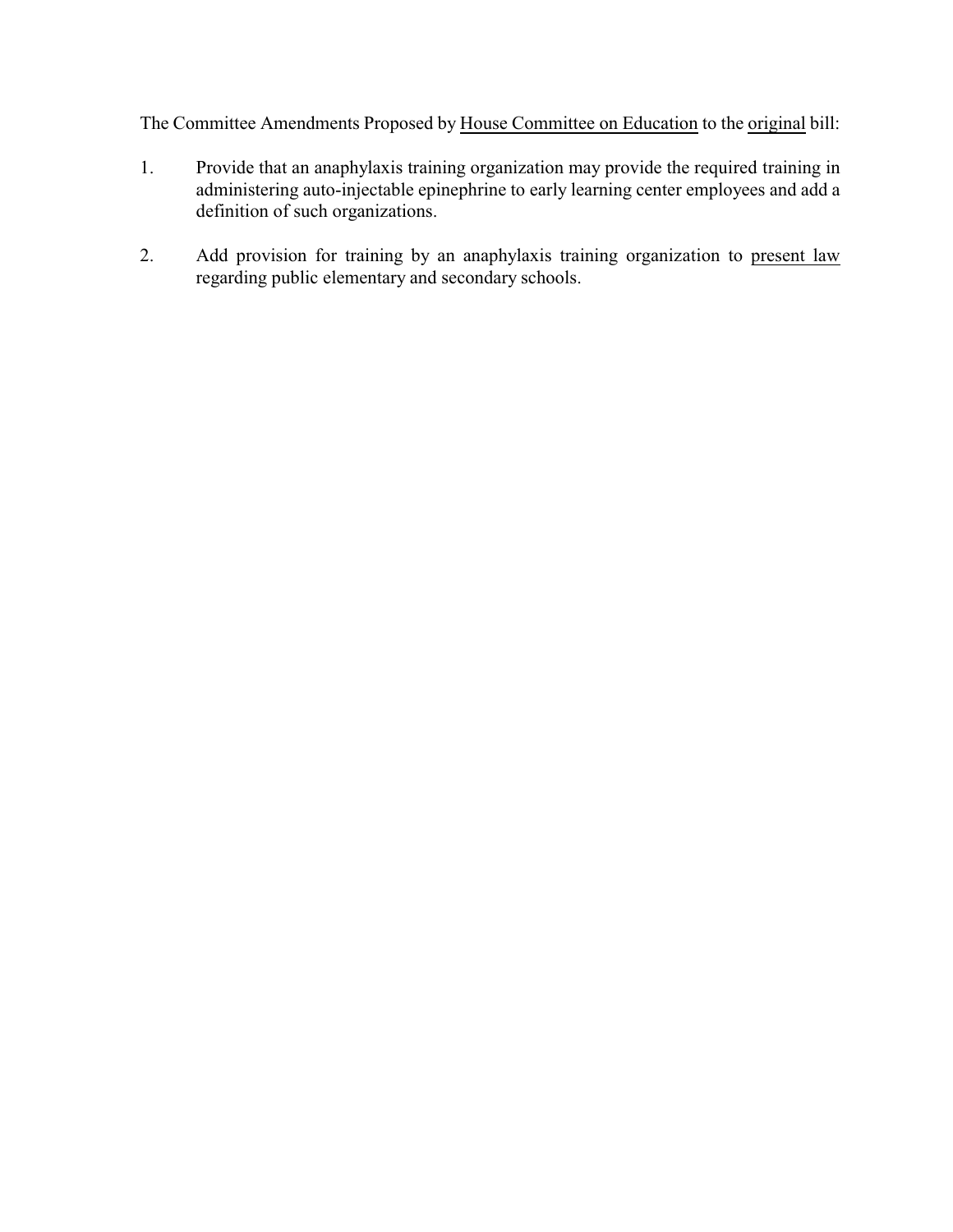The Committee Amendments Proposed by House Committee on Education to the original bill:

1. Provide that an anaphylaxis training organization may provide the required training in administering auto-injectable epinephrine to early learning center employees and add a definition of such organizations.

2. Add provision for training by an anaphylaxis training organization to present law regarding public elementary and secondary schools.